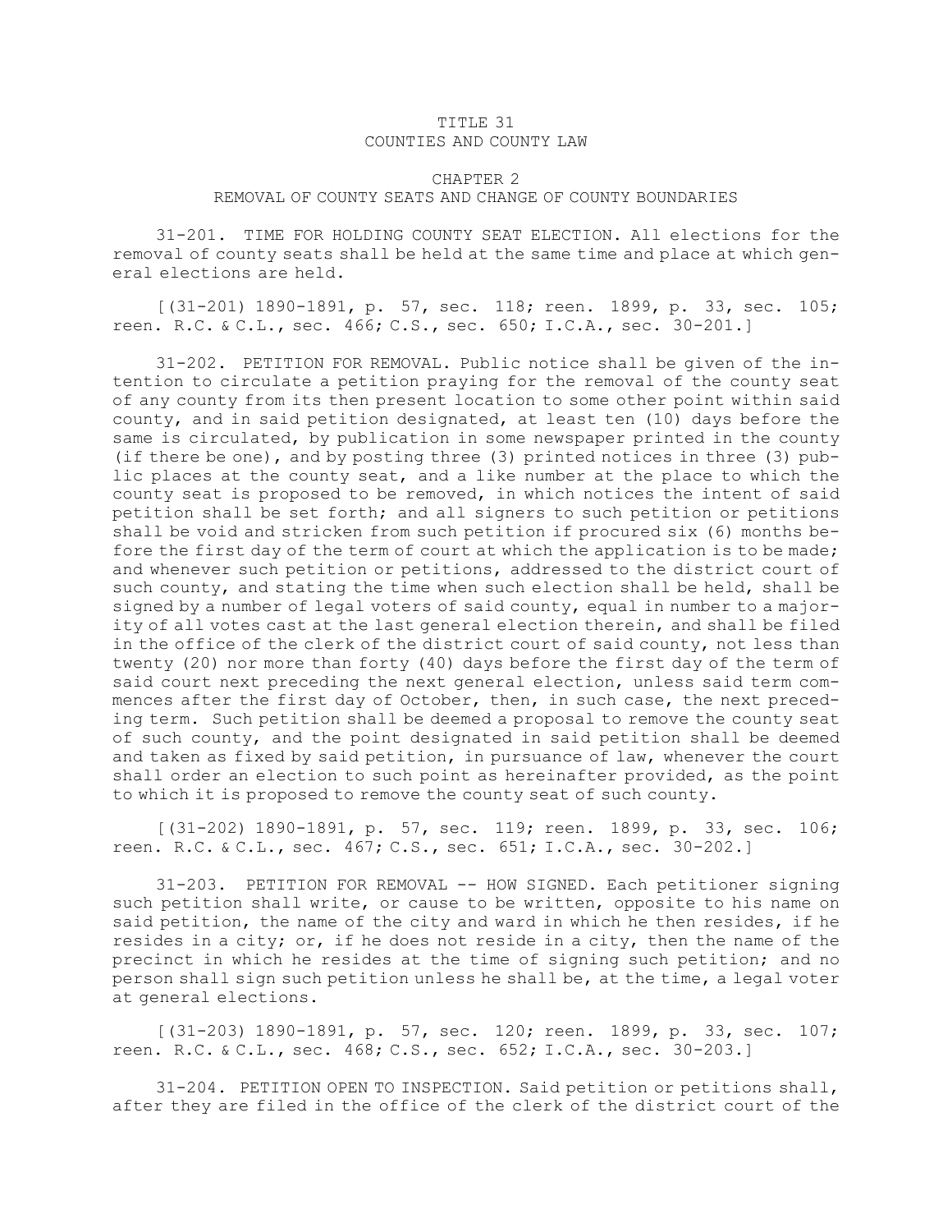# TITLE 31
# COUNTIES AND COUNTY LAW

## CHAPTER 2
## REMOVAL OF COUNTY SEATS AND CHANGE OF COUNTY BOUNDARIES

31-201. TIME FOR HOLDING COUNTY SEAT ELECTION. All elections for the removal of county seats shall be held at the same time and place at which general elections are held.

[(31-201) 1890-1891, p. 57, sec. 118; reen. 1899, p. 33, sec. 105; reen. R.C. & C.L., sec. 466; C.S., sec. 650; I.C.A., sec. 30-201.]

31-202. PETITION FOR REMOVAL. Public notice shall be given of the intention to circulate a petition praying for the removal of the county seat of any county from its then present location to some other point within said county, and in said petition designated, at least ten (10) days before the same is circulated, by publication in some newspaper printed in the county (if there be one), and by posting three (3) printed notices in three (3) public places at the county seat, and a like number at the place to which the county seat is proposed to be removed, in which notices the intent of said petition shall be set forth; and all signers to such petition or petitions shall be void and stricken from such petition if procured six (6) months before the first day of the term of court at which the application is to be made; and whenever such petition or petitions, addressed to the district court of such county, and stating the time when such election shall be held, shall be signed by a number of legal voters of said county, equal in number to a majority of all votes cast at the last general election therein, and shall be filed in the office of the clerk of the district court of said county, not less than twenty (20) nor more than forty (40) days before the first day of the term of said court next preceding the next general election, unless said term commences after the first day of October, then, in such case, the next preceding term. Such petition shall be deemed a proposal to remove the county seat of such county, and the point designated in said petition shall be deemed and taken as fixed by said petition, in pursuance of law, whenever the court shall order an election to such point as hereinafter provided, as the point to which it is proposed to remove the county seat of such county.

[(31-202) 1890-1891, p. 57, sec. 119; reen. 1899, p. 33, sec. 106; reen. R.C. & C.L., sec. 467; C.S., sec. 651; I.C.A., sec. 30-202.]

31-203. PETITION FOR REMOVAL -- HOW SIGNED. Each petitioner signing such petition shall write, or cause to be written, opposite to his name on said petition, the name of the city and ward in which he then resides, if he resides in a city; or, if he does not reside in a city, then the name of the precinct in which he resides at the time of signing such petition; and no person shall sign such petition unless he shall be, at the time, a legal voter at general elections.

[(31-203) 1890-1891, p. 57, sec. 120; reen. 1899, p. 33, sec. 107; reen. R.C. & C.L., sec. 468; C.S., sec. 652; I.C.A., sec. 30-203.]

31-204. PETITION OPEN TO INSPECTION. Said petition or petitions shall, after they are filed in the office of the clerk of the district court of the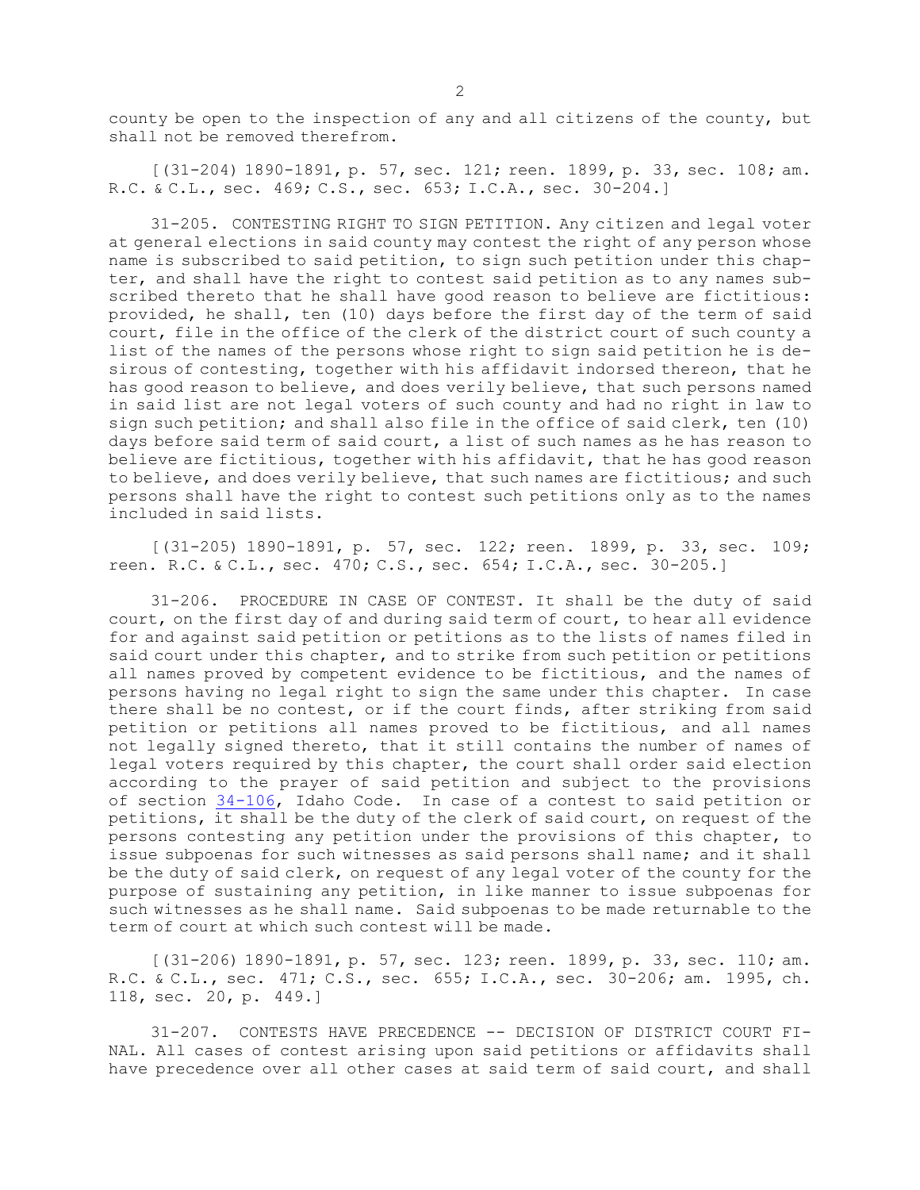county be open to the inspection of any and all citizens of the county, but shall not be removed therefrom.

[(31-204) 1890-1891, p. 57, sec. 121; reen. 1899, p. 33, sec. 108; am. R.C. & C.L., sec. 469; C.S., sec. 653; I.C.A., sec. 30-204.]

31-205. CONTESTING RIGHT TO SIGN PETITION. Any citizen and legal voter at general elections in said county may contest the right of any person whose name is subscribed to said petition, to sign such petition under this chapter, and shall have the right to contest said petition as to any names subscribed thereto that he shall have good reason to believe are fictitious: provided, he shall, ten (10) days before the first day of the term of said court, file in the office of the clerk of the district court of such county a list of the names of the persons whose right to sign said petition he is desirous of contesting, together with his affidavit indorsed thereon, that he has good reason to believe, and does verily believe, that such persons named in said list are not legal voters of such county and had no right in law to sign such petition; and shall also file in the office of said clerk, ten (10) days before said term of said court, a list of such names as he has reason to believe are fictitious, together with his affidavit, that he has good reason to believe, and does verily believe, that such names are fictitious; and such persons shall have the right to contest such petitions only as to the names included in said lists.

[(31-205) 1890-1891, p. 57, sec. 122; reen. 1899, p. 33, sec. 109; reen. R.C. & C.L., sec. 470; C.S., sec. 654; I.C.A., sec. 30-205.]

31-206. PROCEDURE IN CASE OF CONTEST. It shall be the duty of said court, on the first day of and during said term of court, to hear all evidence for and against said petition or petitions as to the lists of names filed in said court under this chapter, and to strike from such petition or petitions all names proved by competent evidence to be fictitious, and the names of persons having no legal right to sign the same under this chapter. In case there shall be no contest, or if the court finds, after striking from said petition or petitions all names proved to be fictitious, and all names not legally signed thereto, that it still contains the number of names of legal voters required by this chapter, the court shall order said election according to the prayer of said petition and subject to the provisions of section 34-106, Idaho Code. In case of a contest to said petition or petitions, it shall be the duty of the clerk of said court, on request of the persons contesting any petition under the provisions of this chapter, to issue subpoenas for such witnesses as said persons shall name; and it shall be the duty of said clerk, on request of any legal voter of the county for the purpose of sustaining any petition, in like manner to issue subpoenas for such witnesses as he shall name. Said subpoenas to be made returnable to the term of court at which such contest will be made.

[(31-206) 1890-1891, p. 57, sec. 123; reen. 1899, p. 33, sec. 110; am. R.C. & C.L., sec. 471; C.S., sec. 655; I.C.A., sec. 30-206; am. 1995, ch. 118, sec. 20, p. 449.]

31-207. CONTESTS HAVE PRECEDENCE -- DECISION OF DISTRICT COURT FINAL. All cases of contest arising upon said petitions or affidavits shall have precedence over all other cases at said term of said court, and shall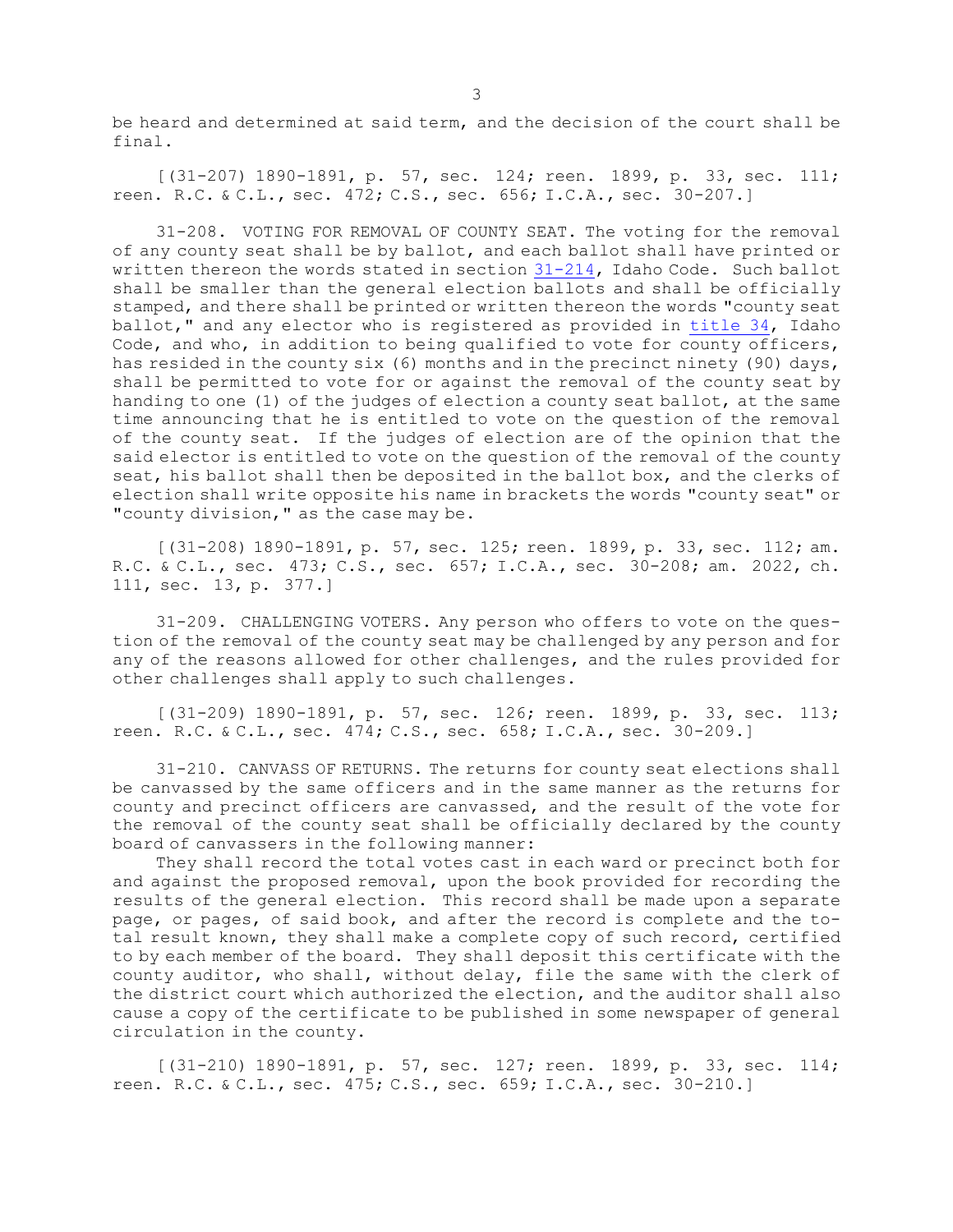be heard and determined at said term, and the decision of the court shall be final.

[(31-207) 1890-1891, p. 57, sec. 124; reen. 1899, p. 33, sec. 111; reen. R.C. & C.L., sec. 472; C.S., sec. 656; I.C.A., sec. 30-207.]

31-208. VOTING FOR REMOVAL OF COUNTY SEAT. The voting for the removal of any county seat shall be by ballot, and each ballot shall have printed or written thereon the words stated in section 31-214, Idaho Code. Such ballot shall be smaller than the general election ballots and shall be officially stamped, and there shall be printed or written thereon the words "county seat ballot," and any elector who is registered as provided in title 34, Idaho Code, and who, in addition to being qualified to vote for county officers, has resided in the county six (6) months and in the precinct ninety (90) days, shall be permitted to vote for or against the removal of the county seat by handing to one (1) of the judges of election a county seat ballot, at the same time announcing that he is entitled to vote on the question of the removal of the county seat. If the judges of election are of the opinion that the said elector is entitled to vote on the question of the removal of the county seat, his ballot shall then be deposited in the ballot box, and the clerks of election shall write opposite his name in brackets the words "county seat" or "county division," as the case may be.

[(31-208) 1890-1891, p. 57, sec. 125; reen. 1899, p. 33, sec. 112; am. R.C. & C.L., sec. 473; C.S., sec. 657; I.C.A., sec. 30-208; am. 2022, ch. 111, sec. 13, p. 377.]

31-209. CHALLENGING VOTERS. Any person who offers to vote on the question of the removal of the county seat may be challenged by any person and for any of the reasons allowed for other challenges, and the rules provided for other challenges shall apply to such challenges.

[(31-209) 1890-1891, p. 57, sec. 126; reen. 1899, p. 33, sec. 113; reen. R.C. & C.L., sec. 474; C.S., sec. 658; I.C.A., sec. 30-209.]

31-210. CANVASS OF RETURNS. The returns for county seat elections shall be canvassed by the same officers and in the same manner as the returns for county and precinct officers are canvassed, and the result of the vote for the removal of the county seat shall be officially declared by the county board of canvassers in the following manner:

They shall record the total votes cast in each ward or precinct both for and against the proposed removal, upon the book provided for recording the results of the general election. This record shall be made upon a separate page, or pages, of said book, and after the record is complete and the total result known, they shall make a complete copy of such record, certified to by each member of the board. They shall deposit this certificate with the county auditor, who shall, without delay, file the same with the clerk of the district court which authorized the election, and the auditor shall also cause a copy of the certificate to be published in some newspaper of general circulation in the county.

[(31-210) 1890-1891, p. 57, sec. 127; reen. 1899, p. 33, sec. 114; reen. R.C. & C.L., sec. 475; C.S., sec. 659; I.C.A., sec. 30-210.]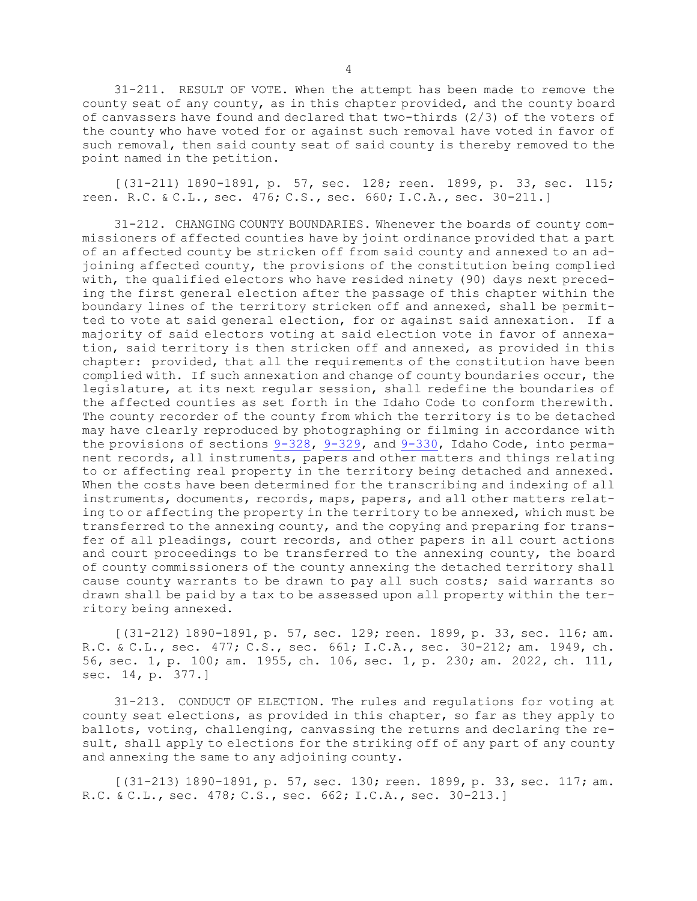31-211. RESULT OF VOTE. When the attempt has been made to remove the county seat of any county, as in this chapter provided, and the county board of canvassers have found and declared that two-thirds (2/3) of the voters of the county who have voted for or against such removal have voted in favor of such removal, then said county seat of said county is thereby removed to the point named in the petition.

[(31-211) 1890-1891, p. 57, sec. 128; reen. 1899, p. 33, sec. 115; reen. R.C. & C.L., sec. 476; C.S., sec. 660; I.C.A., sec. 30-211.]

31-212. CHANGING COUNTY BOUNDARIES. Whenever the boards of county commissioners of affected counties have by joint ordinance provided that a part of an affected county be stricken off from said county and annexed to an adjoining affected county, the provisions of the constitution being complied with, the qualified electors who have resided ninety (90) days next preceding the first general election after the passage of this chapter within the boundary lines of the territory stricken off and annexed, shall be permitted to vote at said general election, for or against said annexation. If a majority of said electors voting at said election vote in favor of annexation, said territory is then stricken off and annexed, as provided in this chapter: provided, that all the requirements of the constitution have been complied with. If such annexation and change of county boundaries occur, the legislature, at its next regular session, shall redefine the boundaries of the affected counties as set forth in the Idaho Code to conform therewith. The county recorder of the county from which the territory is to be detached may have clearly reproduced by photographing or filming in accordance with the provisions of sections 9-328, 9-329, and 9-330, Idaho Code, into permanent records, all instruments, papers and other matters and things relating to or affecting real property in the territory being detached and annexed. When the costs have been determined for the transcribing and indexing of all instruments, documents, records, maps, papers, and all other matters relating to or affecting the property in the territory to be annexed, which must be transferred to the annexing county, and the copying and preparing for transfer of all pleadings, court records, and other papers in all court actions and court proceedings to be transferred to the annexing county, the board of county commissioners of the county annexing the detached territory shall cause county warrants to be drawn to pay all such costs; said warrants so drawn shall be paid by a tax to be assessed upon all property within the territory being annexed.

[(31-212) 1890-1891, p. 57, sec. 129; reen. 1899, p. 33, sec. 116; am. R.C. & C.L., sec. 477; C.S., sec. 661; I.C.A., sec. 30-212; am. 1949, ch. 56, sec. 1, p. 100; am. 1955, ch. 106, sec. 1, p. 230; am. 2022, ch. 111, sec. 14, p. 377.]

31-213. CONDUCT OF ELECTION. The rules and regulations for voting at county seat elections, as provided in this chapter, so far as they apply to ballots, voting, challenging, canvassing the returns and declaring the result, shall apply to elections for the striking off of any part of any county and annexing the same to any adjoining county.

[(31-213) 1890-1891, p. 57, sec. 130; reen. 1899, p. 33, sec. 117; am. R.C. & C.L., sec. 478; C.S., sec. 662; I.C.A., sec. 30-213.]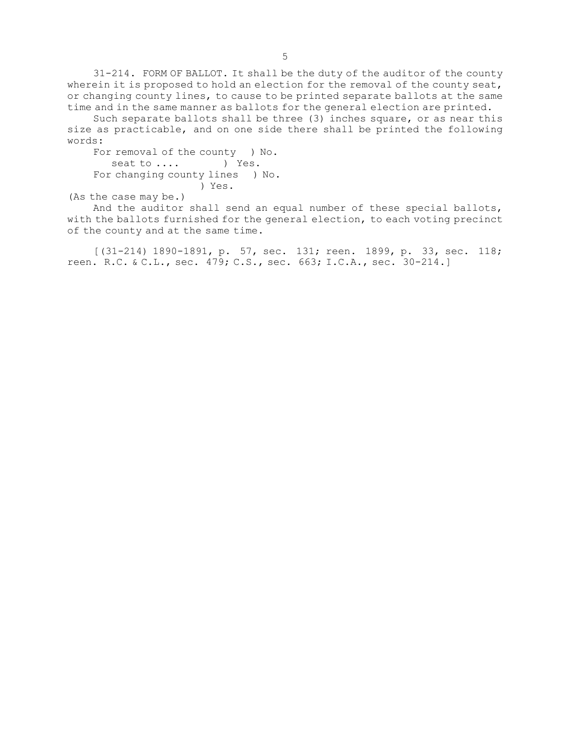31-214. FORM OF BALLOT. It shall be the duty of the auditor of the county wherein it is proposed to hold an election for the removal of the county seat, or changing county lines, to cause to be printed separate ballots at the same time and in the same manner as ballots for the general election are printed.

Such separate ballots shall be three (3) inches square, or as near this size as practicable, and on one side there shall be printed the following words:

```
For removal of the county  ) No.
   seat to ....           ) Yes.
For changing county lines  ) No.
                           ) Yes.
```

(As the case may be.)

And the auditor shall send an equal number of these special ballots, with the ballots furnished for the general election, to each voting precinct of the county and at the same time.

[(31-214) 1890-1891, p. 57, sec. 131; reen. 1899, p. 33, sec. 118; reen. R.C. & C.L., sec. 479; C.S., sec. 663; I.C.A., sec. 30-214.]